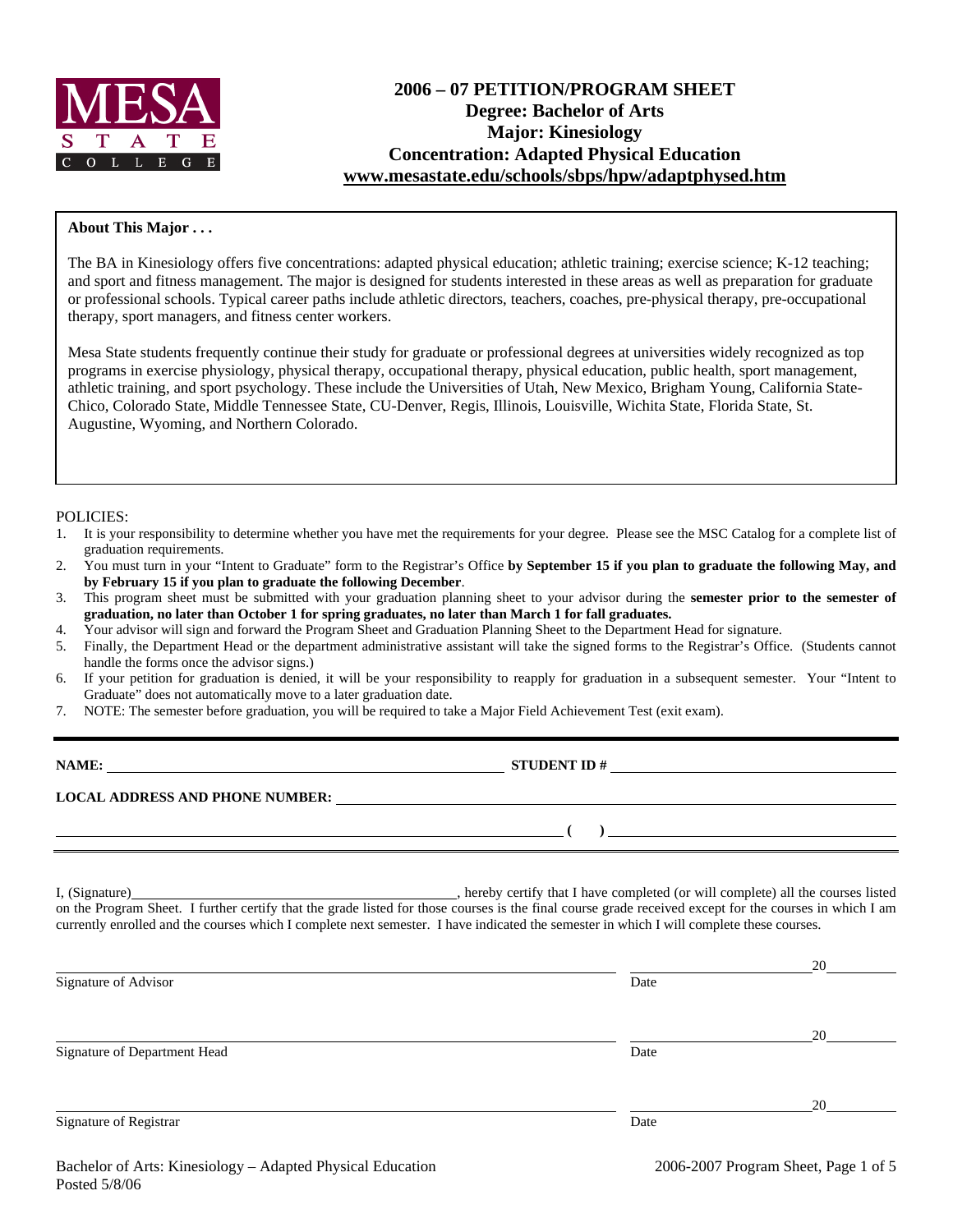MESA STATE COLLEGE

# 2006 – 07 PETITION/PROGRAM SHEET
## Degree: Bachelor of Arts
## Major: Kinesiology
## Concentration: Adapted Physical Education
## www.mesastate.edu/schools/sbps/hpw/adaptphysed.htm

**About This Major . . .**

The BA in Kinesiology offers five concentrations: adapted physical education; athletic training; exercise science; K-12 teaching; and sport and fitness management. The major is designed for students interested in these areas as well as preparation for graduate or professional schools. Typical career paths include athletic directors, teachers, coaches, pre-physical therapy, pre-occupational therapy, sport managers, and fitness center workers.

Mesa State students frequently continue their study for graduate or professional degrees at universities widely recognized as top programs in exercise physiology, physical therapy, occupational therapy, physical education, public health, sport management, athletic training, and sport psychology. These include the Universities of Utah, New Mexico, Brigham Young, California State-Chico, Colorado State, Middle Tennessee State, CU-Denver, Regis, Illinois, Louisville, Wichita State, Florida State, St. Augustine, Wyoming, and Northern Colorado.

POLICIES:

1. It is your responsibility to determine whether you have met the requirements for your degree. Please see the MSC Catalog for a complete list of graduation requirements.
2. You must turn in your "Intent to Graduate" form to the Registrar's Office **by September 15 if you plan to graduate the following May, and by February 15 if you plan to graduate the following December**.
3. This program sheet must be submitted with your graduation planning sheet to your advisor during the **semester prior to the semester of graduation, no later than October 1 for spring graduates, no later than March 1 for fall graduates.**
4. Your advisor will sign and forward the Program Sheet and Graduation Planning Sheet to the Department Head for signature.
5. Finally, the Department Head or the department administrative assistant will take the signed forms to the Registrar's Office. (Students cannot handle the forms once the advisor signs.)
6. If your petition for graduation is denied, it will be your responsibility to reapply for graduation in a subsequent semester. Your "Intent to Graduate" does not automatically move to a later graduation date.
7. NOTE: The semester before graduation, you will be required to take a Major Field Achievement Test (exit exam).

**NAME:** ______________________ **STUDENT ID #** ______________________

**LOCAL ADDRESS AND PHONE NUMBER:** ______________________

______________________ **( )** ______________________

I, (Signature)______________________, hereby certify that I have completed (or will complete) all the courses listed on the Program Sheet. I further certify that the grade listed for those courses is the final course grade received except for the courses in which I am currently enrolled and the courses which I complete next semester. I have indicated the semester in which I will complete these courses.

______________________ Signature of Advisor ______________________ Date 20______

______________________ Signature of Department Head ______________________ Date 20______

______________________ Signature of Registrar ______________________ Date 20______

Bachelor of Arts: Kinesiology – Adapted Physical Education
Posted 5/8/06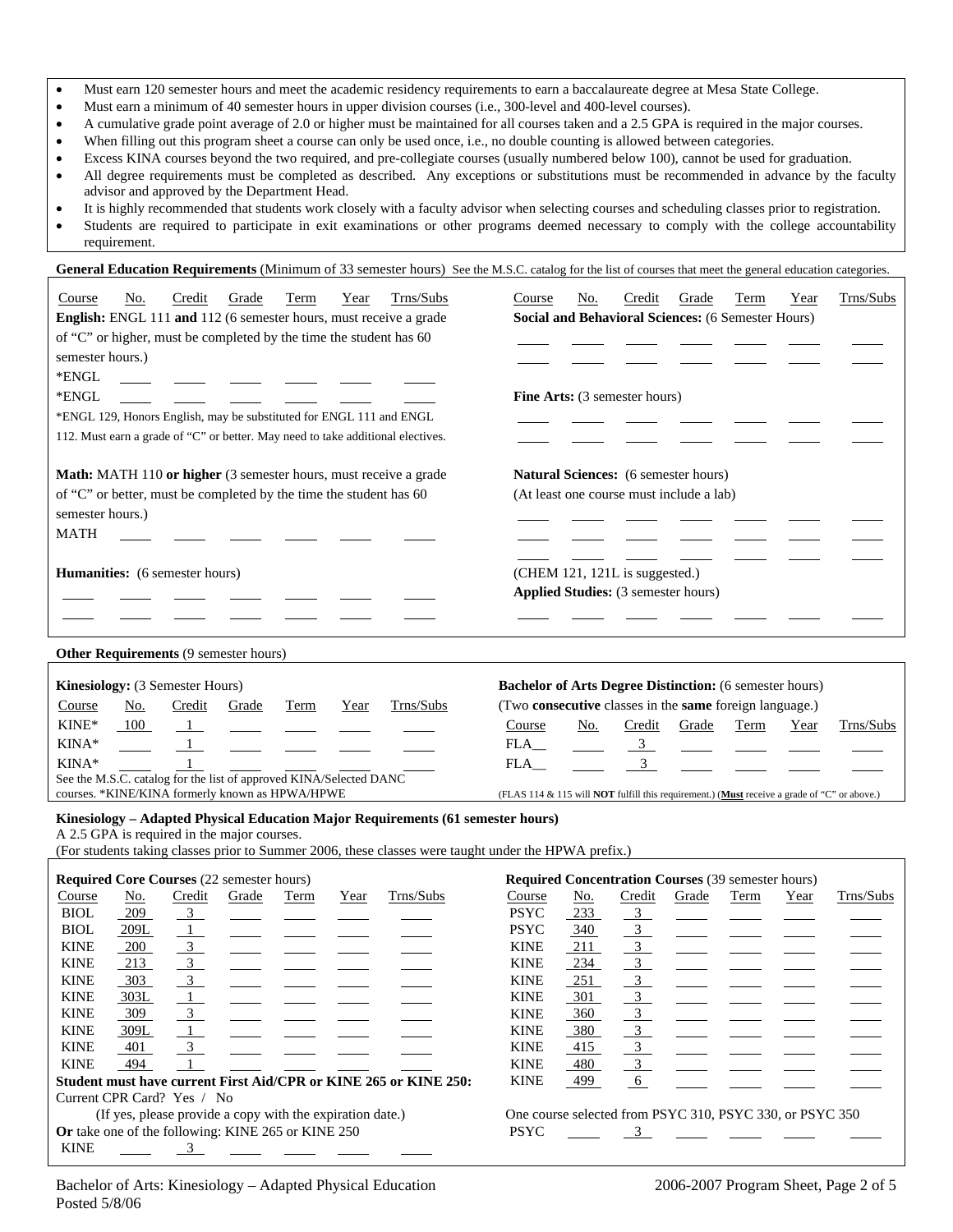- Must earn 120 semester hours and meet the academic residency requirements to earn a baccalaureate degree at Mesa State College.
- Must earn a minimum of 40 semester hours in upper division courses (i.e., 300-level and 400-level courses).
- A cumulative grade point average of 2.0 or higher must be maintained for all courses taken and a 2.5 GPA is required in the major courses.
- When filling out this program sheet a course can only be used once, i.e., no double counting is allowed between categories.
- Excess KINA courses beyond the two required, and pre-collegiate courses (usually numbered below 100), cannot be used for graduation.
- All degree requirements must be completed as described. Any exceptions or substitutions must be recommended in advance by the faculty advisor and approved by the Department Head.
- It is highly recommended that students work closely with a faculty advisor when selecting courses and scheduling classes prior to registration.
- Students are required to participate in exit examinations or other programs deemed necessary to comply with the college accountability requirement.

**General Education Requirements** (Minimum of 33 semester hours) See the M.S.C. catalog for the list of courses that meet the general education categories.

**English:** ENGL 111 **and** 112 (6 semester hours, must receive a grade of "C" or higher, must be completed by the time the student has 60 semester hours.)

| Course | No. | Credit | Grade | Term | Year | Trns/Subs |
|---|---|---|---|---|---|---|
| *ENGL | | | | | | |
| *ENGL | | | | | | |

*ENGL 129, Honors English, may be substituted for ENGL 111 and ENGL 112. Must earn a grade of "C" or better. May need to take additional electives.

**Math:** MATH 110 **or higher** (3 semester hours, must receive a grade of "C" or better, must be completed by the time the student has 60 semester hours.)

| Course | No. | Credit | Grade | Term | Year | Trns/Subs |
|---|---|---|---|---|---|---|
| MATH | | | | | | |

**Humanities:** (6 semester hours)

| Course | No. | Credit | Grade | Term | Year | Trns/Subs |
|---|---|---|---|---|---|---|
| | | | | | | |
| | | | | | | |

**Social and Behavioral Sciences:** (6 Semester Hours)

| Course | No. | Credit | Grade | Term | Year | Trns/Subs |
|---|---|---|---|---|---|---|
| | | | | | | |
| | | | | | | |

**Fine Arts:** (3 semester hours)

| Course | No. | Credit | Grade | Term | Year | Trns/Subs |
|---|---|---|---|---|---|---|
| | | | | | | |
| | | | | | | |

**Natural Sciences:** (6 semester hours)
(At least one course must include a lab)

| Course | No. | Credit | Grade | Term | Year | Trns/Subs |
|---|---|---|---|---|---|---|
| | | | | | | |
| | | | | | | |
| | | | | | | |

(CHEM 121, 121L is suggested.)

**Applied Studies:** (3 semester hours)

| Course | No. | Credit | Grade | Term | Year | Trns/Subs |
|---|---|---|---|---|---|---|
| | | | | | | |

**Other Requirements** (9 semester hours)

**Kinesiology:** (3 Semester Hours)

| Course | No. | Credit | Grade | Term | Year | Trns/Subs |
|---|---|---|---|---|---|---|
| KINE* | 100 | 1 | | | | |
| KINA* | | 1 | | | | |
| KINA* | | 1 | | | | |

See the M.S.C. catalog for the list of approved KINA/Selected DANC courses. *KINE/KINA formerly known as HPWA/HPWE

**Bachelor of Arts Degree Distinction:** (6 semester hours)
(Two **consecutive** classes in the **same** foreign language.)

| Course | No. | Credit | Grade | Term | Year | Trns/Subs |
|---|---|---|---|---|---|---|
| FLA__ | | 3 | | | | |
| FLA__ | | 3 | | | | |

(FLAS 114 & 115 will **NOT** fulfill this requirement.) (**Must** receive a grade of "C" or above.)

**Kinesiology – Adapted Physical Education Major Requirements (61 semester hours)**

A 2.5 GPA is required in the major courses.
(For students taking classes prior to Summer 2006, these classes were taught under the HPWA prefix.)

**Required Core Courses** (22 semester hours)

| Course | No. | Credit | Grade | Term | Year | Trns/Subs |
|---|---|---|---|---|---|---|
| BIOL | 209 | 3 | | | | |
| BIOL | 209L | 1 | | | | |
| KINE | 200 | 3 | | | | |
| KINE | 213 | 3 | | | | |
| KINE | 303 | 3 | | | | |
| KINE | 303L | 1 | | | | |
| KINE | 309 | 3 | | | | |
| KINE | 309L | 1 | | | | |
| KINE | 401 | 3 | | | | |
| KINE | 494 | 1 | | | | |

**Student must have current First Aid/CPR or KINE 265 or KINE 250:**

Current CPR Card? Yes / No
(If yes, please provide a copy with the expiration date.)

**Or** take one of the following: KINE 265 or KINE 250

| Course | No. | Credit | Grade | Term | Year | Trns/Subs |
|---|---|---|---|---|---|---|
| KINE | | 3 | | | | |

**Required Concentration Courses** (39 semester hours)

| Course | No. | Credit | Grade | Term | Year | Trns/Subs |
|---|---|---|---|---|---|---|
| PSYC | 233 | 3 | | | | |
| PSYC | 340 | 3 | | | | |
| KINE | 211 | 3 | | | | |
| KINE | 234 | 3 | | | | |
| KINE | 251 | 3 | | | | |
| KINE | 301 | 3 | | | | |
| KINE | 360 | 3 | | | | |
| KINE | 380 | 3 | | | | |
| KINE | 415 | 3 | | | | |
| KINE | 480 | 3 | | | | |
| KINE | 499 | 6 | | | | |

One course selected from PSYC 310, PSYC 330, or PSYC 350

| Course | No. | Credit | Grade | Term | Year | Trns/Subs |
|---|---|---|---|---|---|---|
| PSYC | | 3 | | | | |

Bachelor of Arts: Kinesiology – Adapted Physical Education
Posted 5/8/06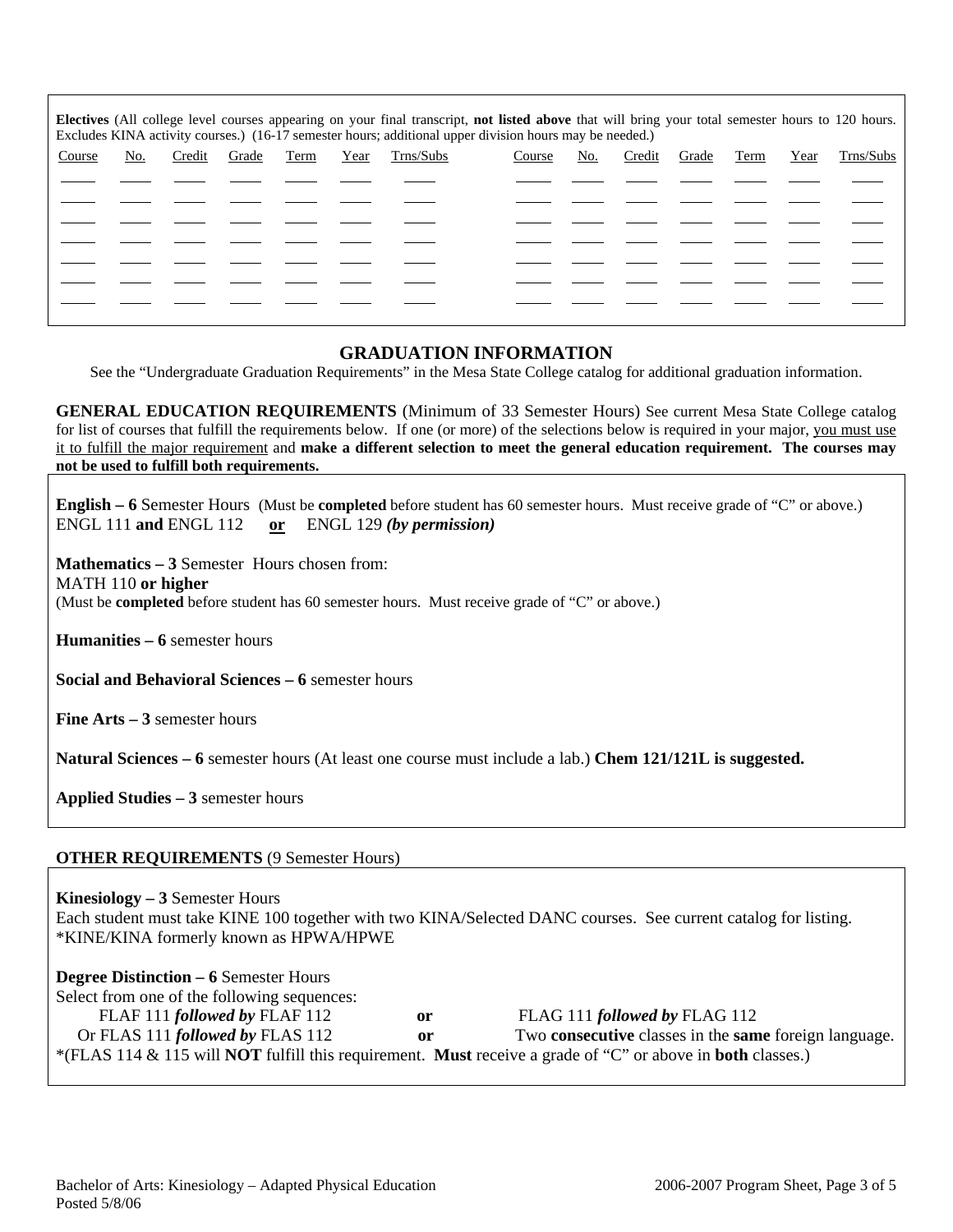**Electives** (All college level courses appearing on your final transcript, **not listed above** that will bring your total semester hours to 120 hours. Excludes KINA activity courses.) (16-17 semester hours; additional upper division hours may be needed.)

| Course | No. | Credit | Grade | Term | Year | Trns/Subs | Course | No. | Credit | Grade | Term | Year | Trns/Subs |
|---|---|---|---|---|---|---|---|---|---|---|---|---|---|
| | | | | | | | | | | | | | |
| | | | | | | | | | | | | | |
| | | | | | | | | | | | | | |
| | | | | | | | | | | | | | |
| | | | | | | | | | | | | | |
| | | | | | | | | | | | | | |
| | | | | | | | | | | | | | |

## GRADUATION INFORMATION

See the "Undergraduate Graduation Requirements" in the Mesa State College catalog for additional graduation information.

**GENERAL EDUCATION REQUIREMENTS** (Minimum of 33 Semester Hours) See current Mesa State College catalog for list of courses that fulfill the requirements below. If one (or more) of the selections below is required in your major, you must use it to fulfill the major requirement and **make a different selection to meet the general education requirement. The courses may not be used to fulfill both requirements.**

**English – 6** Semester Hours (Must be **completed** before student has 60 semester hours. Must receive grade of "C" or above.)
ENGL 111 **and** ENGL 112 **or** ENGL 129 ***(by permission)***

**Mathematics – 3** Semester Hours chosen from:
MATH 110 **or higher**
(Must be **completed** before student has 60 semester hours. Must receive grade of "C" or above.)

**Humanities – 6** semester hours

**Social and Behavioral Sciences – 6** semester hours

**Fine Arts – 3** semester hours

**Natural Sciences – 6** semester hours (At least one course must include a lab.) **Chem 121/121L is suggested.**

**Applied Studies – 3** semester hours

**OTHER REQUIREMENTS** (9 Semester Hours)

**Kinesiology – 3** Semester Hours
Each student must take KINE 100 together with two KINA/Selected DANC courses. See current catalog for listing.
*KINE/KINA formerly known as HPWA/HPWE

**Degree Distinction – 6** Semester Hours
Select from one of the following sequences:
FLAF 111 ***followed by*** FLAF 112 **or** FLAG 111 ***followed by*** FLAG 112
Or FLAS 111 ***followed by*** FLAS 112 **or** Two **consecutive** classes in the **same** foreign language.
*(FLAS 114 & 115 will **NOT** fulfill this requirement. **Must** receive a grade of "C" or above in **both** classes.)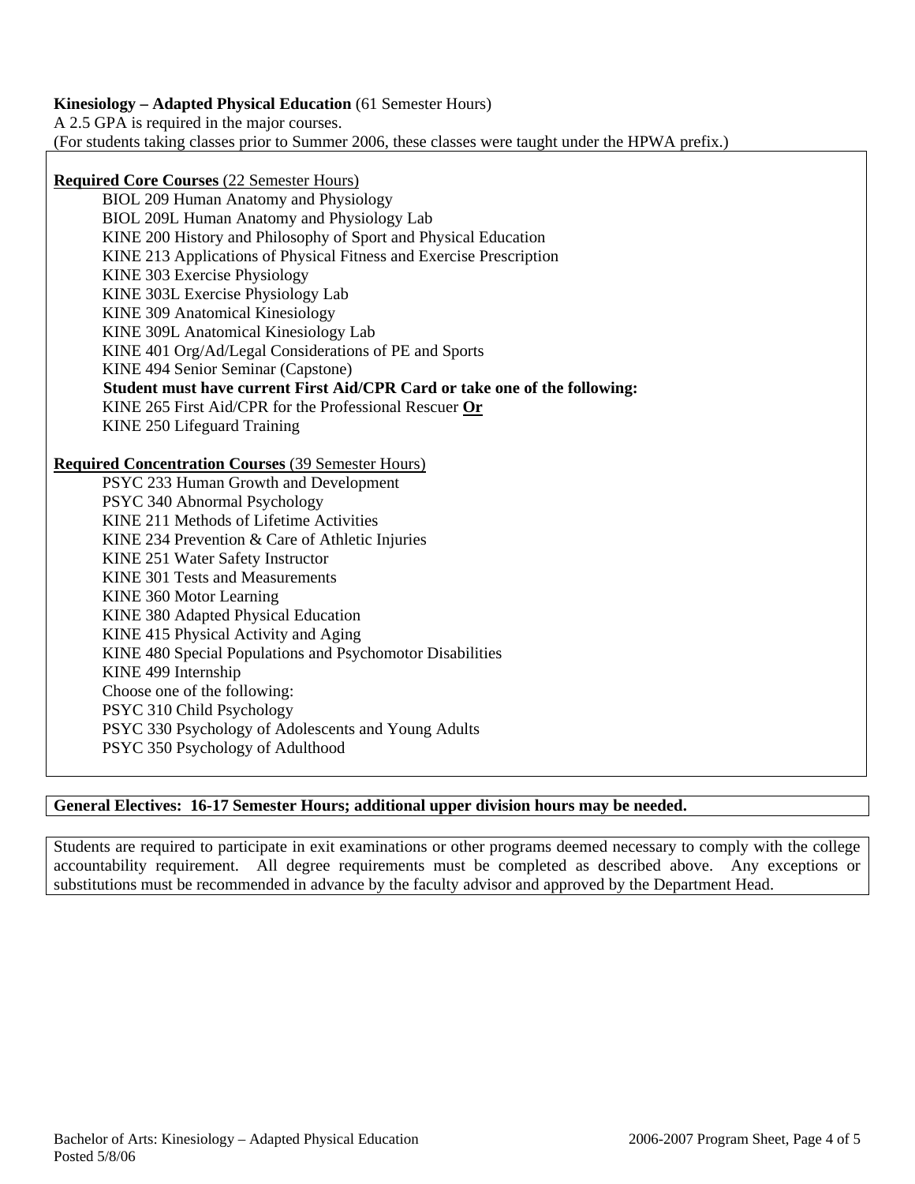**Kinesiology – Adapted Physical Education** (61 Semester Hours)
A 2.5 GPA is required in the major courses.
(For students taking classes prior to Summer 2006, these classes were taught under the HPWA prefix.)

**Required Core Courses** (22 Semester Hours)

- BIOL 209 Human Anatomy and Physiology
- BIOL 209L Human Anatomy and Physiology Lab
- KINE 200 History and Philosophy of Sport and Physical Education
- KINE 213 Applications of Physical Fitness and Exercise Prescription
- KINE 303 Exercise Physiology
- KINE 303L Exercise Physiology Lab
- KINE 309 Anatomical Kinesiology
- KINE 309L Anatomical Kinesiology Lab
- KINE 401 Org/Ad/Legal Considerations of PE and Sports
- KINE 494 Senior Seminar (Capstone)

**Student must have current First Aid/CPR Card or take one of the following:**

- KINE 265 First Aid/CPR for the Professional Rescuer **Or**
- KINE 250 Lifeguard Training

**Required Concentration Courses** (39 Semester Hours)

- PSYC 233 Human Growth and Development
- PSYC 340 Abnormal Psychology
- KINE 211 Methods of Lifetime Activities
- KINE 234 Prevention & Care of Athletic Injuries
- KINE 251 Water Safety Instructor
- KINE 301 Tests and Measurements
- KINE 360 Motor Learning
- KINE 380 Adapted Physical Education
- KINE 415 Physical Activity and Aging
- KINE 480 Special Populations and Psychomotor Disabilities
- KINE 499 Internship

Choose one of the following:

- PSYC 310 Child Psychology
- PSYC 330 Psychology of Adolescents and Young Adults
- PSYC 350 Psychology of Adulthood

**General Electives: 16-17 Semester Hours; additional upper division hours may be needed.**

Students are required to participate in exit examinations or other programs deemed necessary to comply with the college accountability requirement. All degree requirements must be completed as described above. Any exceptions or substitutions must be recommended in advance by the faculty advisor and approved by the Department Head.

Bachelor of Arts: Kinesiology – Adapted Physical Education
Posted 5/8/06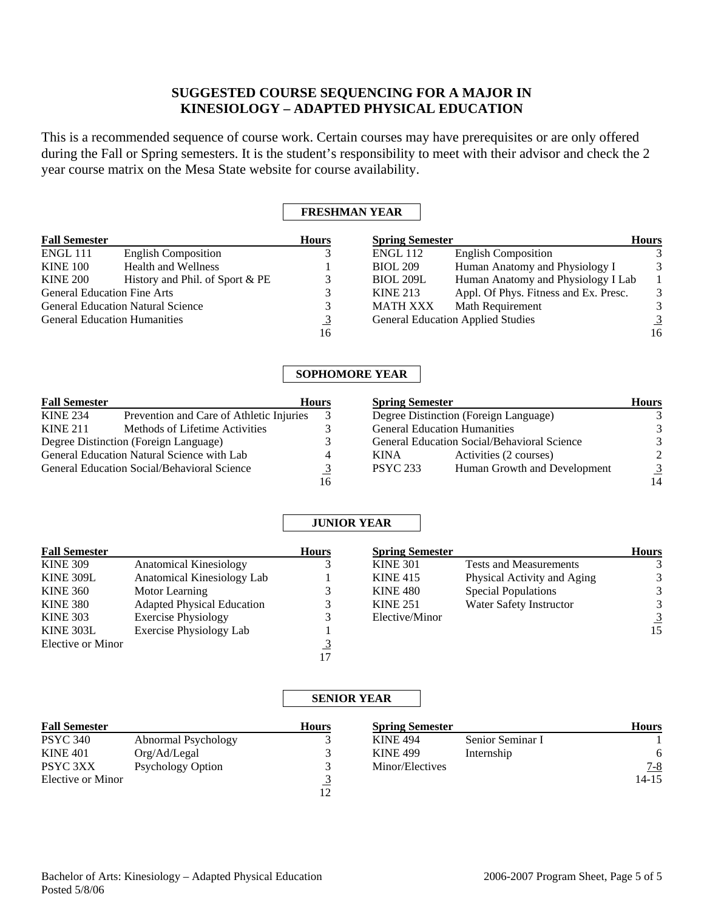## SUGGESTED COURSE SEQUENCING FOR A MAJOR IN KINESIOLOGY – ADAPTED PHYSICAL EDUCATION

This is a recommended sequence of course work. Certain courses may have prerequisites or are only offered during the Fall or Spring semesters. It is the student's responsibility to meet with their advisor and check the 2 year course matrix on the Mesa State website for course availability.

### FRESHMAN YEAR

| Fall Semester | | Hours |
|---|---|---|
| ENGL 111 | English Composition | 3 |
| KINE 100 | Health and Wellness | 1 |
| KINE 200 | History and Phil. of Sport & PE | 3 |
| General Education Fine Arts | | 3 |
| General Education Natural Science | | 3 |
| General Education Humanities | | 3 |
| | | 16 |

| Spring Semester | | Hours |
|---|---|---|
| ENGL 112 | English Composition | 3 |
| BIOL 209 | Human Anatomy and Physiology I | 3 |
| BIOL 209L | Human Anatomy and Physiology I Lab | 1 |
| KINE 213 | Appl. Of Phys. Fitness and Ex. Presc. | 3 |
| MATH XXX | Math Requirement | 3 |
| General Education Applied Studies | | 3 |
| | | 16 |

### SOPHOMORE YEAR

| Fall Semester | | Hours |
|---|---|---|
| KINE 234 | Prevention and Care of Athletic Injuries | 3 |
| KINE 211 | Methods of Lifetime Activities | 3 |
| Degree Distinction (Foreign Language) | | 3 |
| General Education Natural Science with Lab | | 4 |
| General Education Social/Behavioral Science | | 3 |
| | | 16 |

| Spring Semester | | Hours |
|---|---|---|
| Degree Distinction (Foreign Language) | | 3 |
| General Education Humanities | | 3 |
| General Education Social/Behavioral Science | | 3 |
| KINA | Activities (2 courses) | 2 |
| PSYC 233 | Human Growth and Development | 3 |
| | | 14 |

### JUNIOR YEAR

| Fall Semester | | Hours |
|---|---|---|
| KINE 309 | Anatomical Kinesiology | 3 |
| KINE 309L | Anatomical Kinesiology Lab | 1 |
| KINE 360 | Motor Learning | 3 |
| KINE 380 | Adapted Physical Education | 3 |
| KINE 303 | Exercise Physiology | 3 |
| KINE 303L | Exercise Physiology Lab | 1 |
| Elective or Minor | | 3 |
| | | 17 |

| Spring Semester | | Hours |
|---|---|---|
| KINE 301 | Tests and Measurements | 3 |
| KINE 415 | Physical Activity and Aging | 3 |
| KINE 480 | Special Populations | 3 |
| KINE 251 | Water Safety Instructor | 3 |
| Elective/Minor | | 3 |
| | | 15 |

### SENIOR YEAR

| Fall Semester | | Hours |
|---|---|---|
| PSYC 340 | Abnormal Psychology | 3 |
| KINE 401 | Org/Ad/Legal | 3 |
| PSYC 3XX | Psychology Option | 3 |
| Elective or Minor | | 3 |
| | | 12 |

| Spring Semester | | Hours |
|---|---|---|
| KINE 494 | Senior Seminar I | 1 |
| KINE 499 | Internship | 6 |
| Minor/Electives | | 7-8 |
| | | 14-15 |